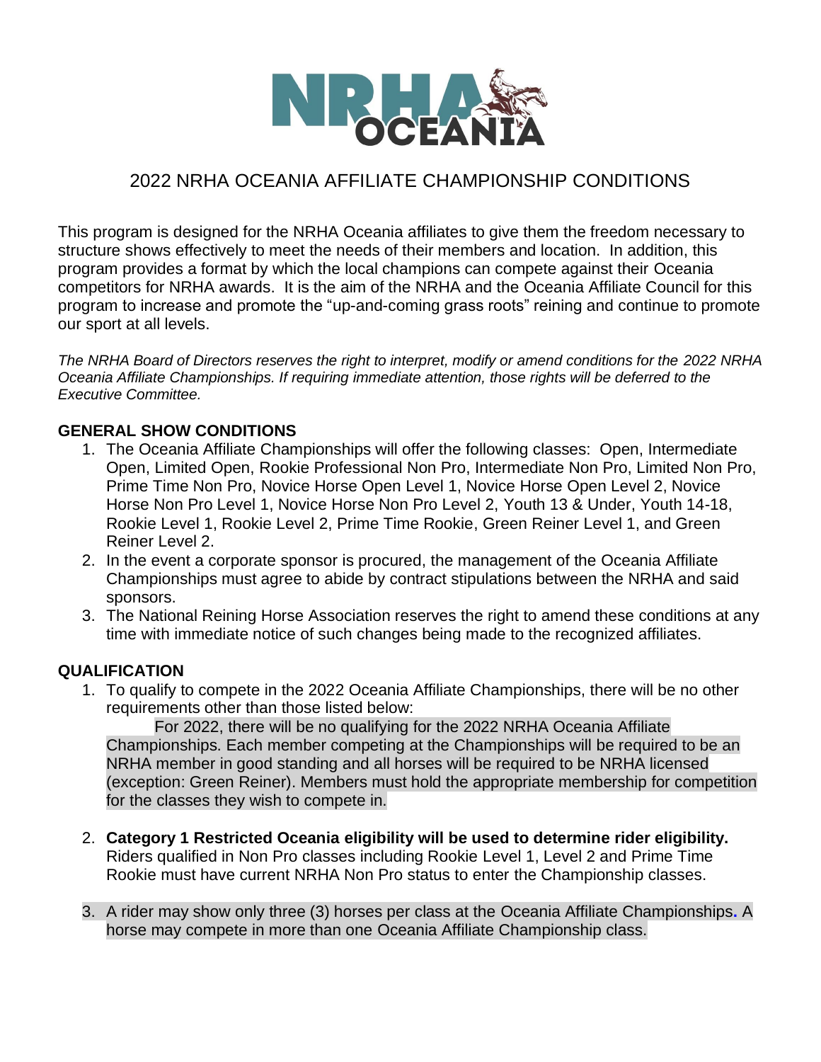NRHA OCEANIA

# 2022 NRHA OCEANIA AFFILIATE CHAMPIONSHIP CONDITIONS

This program is designed for the NRHA Oceania affiliates to give them the freedom necessary to structure shows effectively to meet the needs of their members and location. In addition, this program provides a format by which the local champions can compete against their Oceania competitors for NRHA awards. It is the aim of the NRHA and the Oceania Affiliate Council for this program to increase and promote the "up-and-coming grass roots" reining and continue to promote our sport at all levels.

*The NRHA Board of Directors reserves the right to interpret, modify or amend conditions for the 2022 NRHA Oceania Affiliate Championships. If requiring immediate attention, those rights will be deferred to the Executive Committee.*

## GENERAL SHOW CONDITIONS

1. The Oceania Affiliate Championships will offer the following classes: Open, Intermediate Open, Limited Open, Rookie Professional Non Pro, Intermediate Non Pro, Limited Non Pro, Prime Time Non Pro, Novice Horse Open Level 1, Novice Horse Open Level 2, Novice Horse Non Pro Level 1, Novice Horse Non Pro Level 2, Youth 13 & Under, Youth 14-18, Rookie Level 1, Rookie Level 2, Prime Time Rookie, Green Reiner Level 1, and Green Reiner Level 2.
2. In the event a corporate sponsor is procured, the management of the Oceania Affiliate Championships must agree to abide by contract stipulations between the NRHA and said sponsors.
3. The National Reining Horse Association reserves the right to amend these conditions at any time with immediate notice of such changes being made to the recognized affiliates.

## QUALIFICATION

1. To qualify to compete in the 2022 Oceania Affiliate Championships, there will be no other requirements other than those listed below:

   For 2022, there will be no qualifying for the 2022 NRHA Oceania Affiliate Championships. Each member competing at the Championships will be required to be an NRHA member in good standing and all horses will be required to be NRHA licensed (exception: Green Reiner). Members must hold the appropriate membership for competition for the classes they wish to compete in.

2. **Category 1 Restricted Oceania eligibility will be used to determine rider eligibility.** Riders qualified in Non Pro classes including Rookie Level 1, Level 2 and Prime Time Rookie must have current NRHA Non Pro status to enter the Championship classes.

3. A rider may show only three (3) horses per class at the Oceania Affiliate Championships. A horse may compete in more than one Oceania Affiliate Championship class.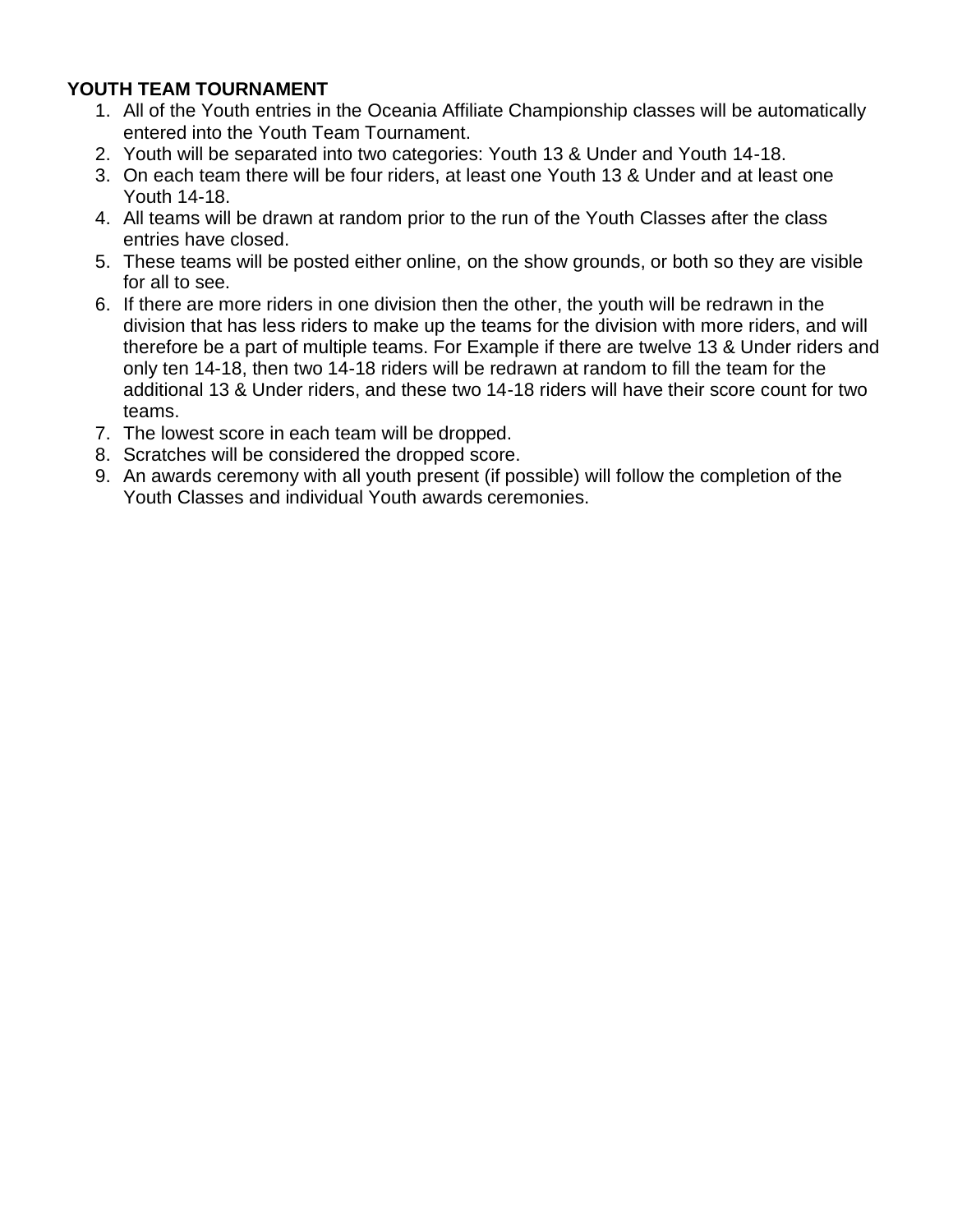**YOUTH TEAM TOURNAMENT**

1. All of the Youth entries in the Oceania Affiliate Championship classes will be automatically entered into the Youth Team Tournament.
2. Youth will be separated into two categories: Youth 13 & Under and Youth 14-18.
3. On each team there will be four riders, at least one Youth 13 & Under and at least one Youth 14-18.
4. All teams will be drawn at random prior to the run of the Youth Classes after the class entries have closed.
5. These teams will be posted either online, on the show grounds, or both so they are visible for all to see.
6. If there are more riders in one division then the other, the youth will be redrawn in the division that has less riders to make up the teams for the division with more riders, and will therefore be a part of multiple teams. For Example if there are twelve 13 & Under riders and only ten 14-18, then two 14-18 riders will be redrawn at random to fill the team for the additional 13 & Under riders, and these two 14-18 riders will have their score count for two teams.
7. The lowest score in each team will be dropped.
8. Scratches will be considered the dropped score.
9. An awards ceremony with all youth present (if possible) will follow the completion of the Youth Classes and individual Youth awards ceremonies.